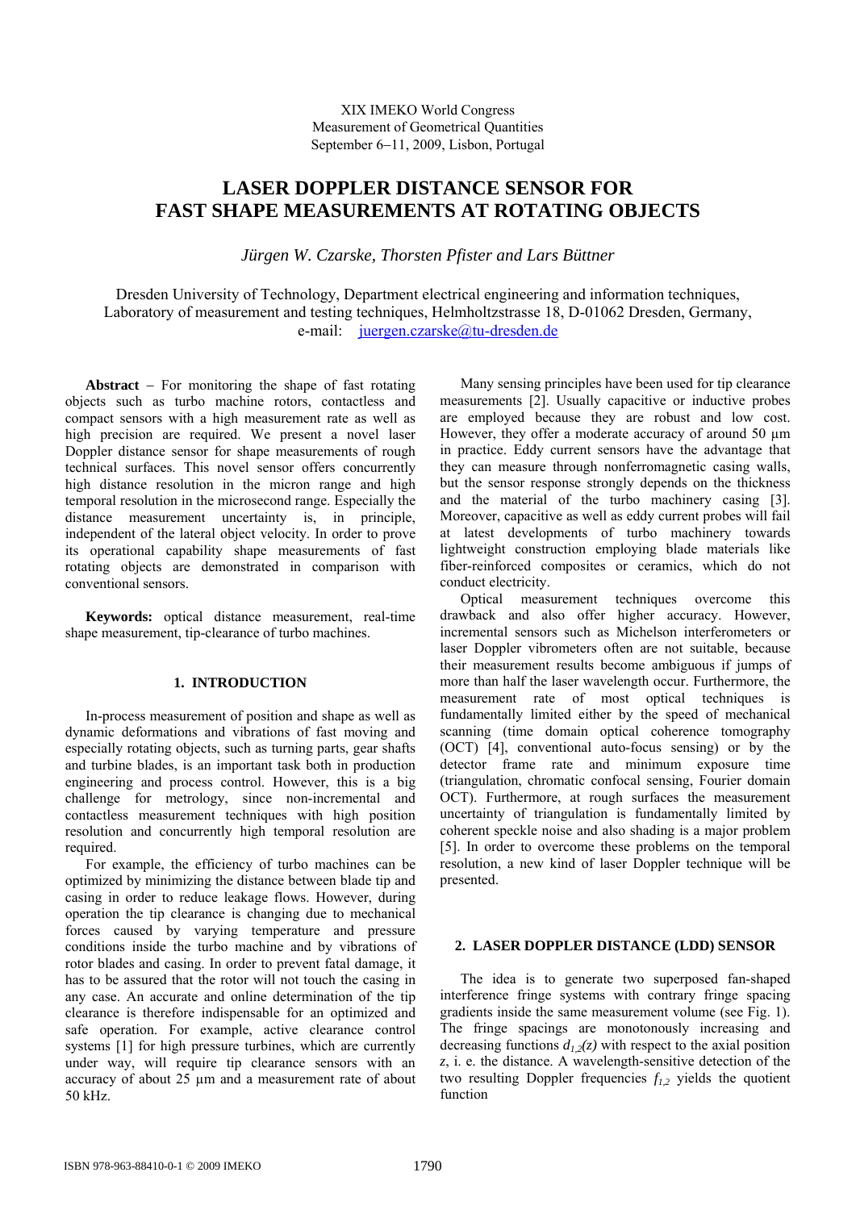XIX IMEKO World Congress
Measurement of Geometrical Quantities
September 6–11, 2009, Lisbon, Portugal

# LASER DOPPLER DISTANCE SENSOR FOR FAST SHAPE MEASUREMENTS AT ROTATING OBJECTS

*Jürgen W. Czarske, Thorsten Pfister and Lars Büttner*

Dresden University of Technology, Department electrical engineering and information techniques, Laboratory of measurement and testing techniques, Helmholtzstrasse 18, D-01062 Dresden, Germany, e-mail: juergen.czarske@tu-dresden.de

**Abstract** – For monitoring the shape of fast rotating objects such as turbo machine rotors, contactless and compact sensors with a high measurement rate as well as high precision are required. We present a novel laser Doppler distance sensor for shape measurements of rough technical surfaces. This novel sensor offers concurrently high distance resolution in the micron range and high temporal resolution in the microsecond range. Especially the distance measurement uncertainty is, in principle, independent of the lateral object velocity. In order to prove its operational capability shape measurements of fast rotating objects are demonstrated in comparison with conventional sensors.

**Keywords:** optical distance measurement, real-time shape measurement, tip-clearance of turbo machines.

## 1. INTRODUCTION

In-process measurement of position and shape as well as dynamic deformations and vibrations of fast moving and especially rotating objects, such as turning parts, gear shafts and turbine blades, is an important task both in production engineering and process control. However, this is a big challenge for metrology, since non-incremental and contactless measurement techniques with high position resolution and concurrently high temporal resolution are required.

For example, the efficiency of turbo machines can be optimized by minimizing the distance between blade tip and casing in order to reduce leakage flows. However, during operation the tip clearance is changing due to mechanical forces caused by varying temperature and pressure conditions inside the turbo machine and by vibrations of rotor blades and casing. In order to prevent fatal damage, it has to be assured that the rotor will not touch the casing in any case. An accurate and online determination of the tip clearance is therefore indispensable for an optimized and safe operation. For example, active clearance control systems [1] for high pressure turbines, which are currently under way, will require tip clearance sensors with an accuracy of about 25 µm and a measurement rate of about 50 kHz.

Many sensing principles have been used for tip clearance measurements [2]. Usually capacitive or inductive probes are employed because they are robust and low cost. However, they offer a moderate accuracy of around 50 µm in practice. Eddy current sensors have the advantage that they can measure through nonferromagnetic casing walls, but the sensor response strongly depends on the thickness and the material of the turbo machinery casing [3]. Moreover, capacitive as well as eddy current probes will fail at latest developments of turbo machinery towards lightweight construction employing blade materials like fiber-reinforced composites or ceramics, which do not conduct electricity.

Optical measurement techniques overcome this drawback and also offer higher accuracy. However, incremental sensors such as Michelson interferometers or laser Doppler vibrometers often are not suitable, because their measurement results become ambiguous if jumps of more than half the laser wavelength occur. Furthermore, the measurement rate of most optical techniques is fundamentally limited either by the speed of mechanical scanning (time domain optical coherence tomography (OCT) [4], conventional auto-focus sensing) or by the detector frame rate and minimum exposure time (triangulation, chromatic confocal sensing, Fourier domain OCT). Furthermore, at rough surfaces the measurement uncertainty of triangulation is fundamentally limited by coherent speckle noise and also shading is a major problem [5]. In order to overcome these problems on the temporal resolution, a new kind of laser Doppler technique will be presented.

## 2. LASER DOPPLER DISTANCE (LDD) SENSOR

The idea is to generate two superposed fan-shaped interference fringe systems with contrary fringe spacing gradients inside the same measurement volume (see Fig. 1). The fringe spacings are monotonously increasing and decreasing functions $d_{1,2}(z)$ with respect to the axial position $z$, i. e. the distance. A wavelength-sensitive detection of the two resulting Doppler frequencies $f_{1,2}$ yields the quotient function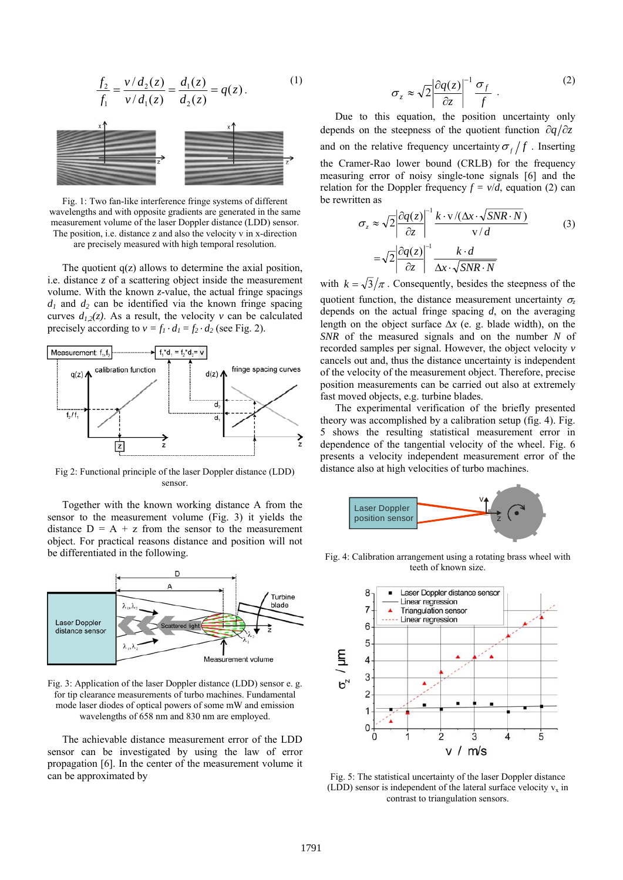$$\frac{f_2}{f_1} = \frac{v / d_2(z)}{v / d_1(z)} = \frac{d_1(z)}{d_2(z)} = q(z)\,. \tag{1}$$

Fig. 1: Two fan-like interference fringe systems of different wavelengths and with opposite gradients are generated in the same measurement volume of the laser Doppler distance (LDD) sensor. The position, i.e. distance z and also the velocity v in x-direction are precisely measured with high temporal resolution.

The quotient q(z) allows to determine the axial position, i.e. distance *z* of a scattering object inside the measurement volume. With the known *z*-value, the actual fringe spacings $d_1$ and $d_2$ can be identified via the known fringe spacing curves $d_{1,2}(z)$. As a result, the velocity *v* can be calculated precisely according to $v = f_1 \cdot d_1 = f_2 \cdot d_2$ (see Fig. 2).

Fig 2: Functional principle of the laser Doppler distance (LDD) sensor.

Together with the known working distance A from the sensor to the measurement volume (Fig. 3) it yields the distance D = A + z from the sensor to the measurement object. For practical reasons distance and position will not be differentiated in the following.

Fig. 3: Application of the laser Doppler distance (LDD) sensor e. g. for tip clearance measurements of turbo machines. Fundamental mode laser diodes of optical powers of some mW and emission wavelengths of 658 nm and 830 nm are employed.

The achievable distance measurement error of the LDD sensor can be investigated by using the law of error propagation [6]. In the center of the measurement volume it can be approximated by

$$\sigma_z \approx \sqrt{2} \left| \frac{\partial q(z)}{\partial z} \right|^{-1} \frac{\sigma_f}{f}\,. \tag{2}$$

Due to this equation, the position uncertainty only depends on the steepness of the quotient function $\partial q / \partial z$ and on the relative frequency uncertainty $\sigma_f / f$. Inserting the Cramer-Rao lower bound (CRLB) for the frequency measuring error of noisy single-tone signals [6] and the relation for the Doppler frequency $f = v/d$, equation (2) can be rewritten as

$$\begin{aligned} \sigma_z &\approx \sqrt{2} \left| \frac{\partial q(z)}{\partial z} \right|^{-1} \frac{k \cdot \mathrm{v} / (\Delta x \cdot \sqrt{SNR \cdot N})}{\mathrm{v} / d} \\ &= \sqrt{2} \left| \frac{\partial q(z)}{\partial z} \right|^{-1} \frac{k \cdot d}{\Delta x \cdot \sqrt{SNR \cdot N}} \end{aligned} \tag{3}$$

with $k = \sqrt{3} / \pi$. Consequently, besides the steepness of the quotient function, the distance measurement uncertainty $\sigma_z$ depends on the actual fringe spacing *d*, on the averaging length on the object surface $\Delta x$ (e. g. blade width), on the *SNR* of the measured signals and on the number *N* of recorded samples per signal. However, the object velocity *v* cancels out and, thus the distance uncertainty is independent of the velocity of the measurement object. Therefore, precise position measurements can be carried out also at extremely fast moved objects, e.g. turbine blades.

The experimental verification of the briefly presented theory was accomplished by a calibration setup (fig. 4). Fig. 5 shows the resulting statistical measurement error in dependence of the tangential velocity of the wheel. Fig. 6 presents a velocity independent measurement error of the distance also at high velocities of turbo machines.

Fig. 4: Calibration arrangement using a rotating brass wheel with teeth of known size.

Fig. 5: The statistical uncertainty of the laser Doppler distance (LDD) sensor is independent of the lateral surface velocity $v_x$ in contrast to triangulation sensors.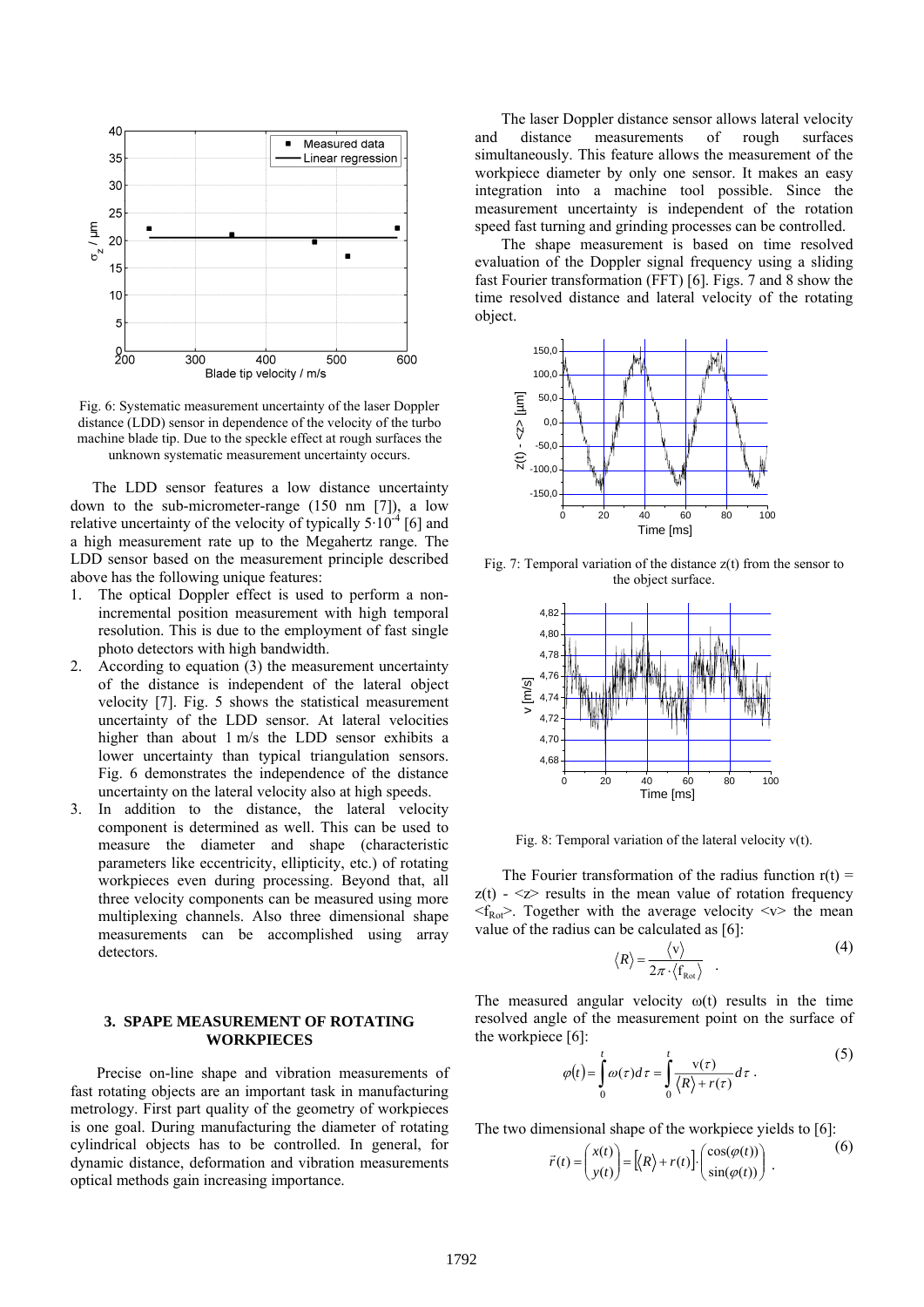Fig. 6: Systematic measurement uncertainty of the laser Doppler distance (LDD) sensor in dependence of the velocity of the turbo machine blade tip. Due to the speckle effect at rough surfaces the unknown systematic measurement uncertainty occurs.

The LDD sensor features a low distance uncertainty down to the sub-micrometer-range (150 nm [7]), a low relative uncertainty of the velocity of typically $5 \cdot 10^{-4}$ [6] and a high measurement rate up to the Megahertz range. The LDD sensor based on the measurement principle described above has the following unique features:

1. The optical Doppler effect is used to perform a non-incremental position measurement with high temporal resolution. This is due to the employment of fast single photo detectors with high bandwidth.
2. According to equation (3) the measurement uncertainty of the distance is independent of the lateral object velocity [7]. Fig. 5 shows the statistical measurement uncertainty of the LDD sensor. At lateral velocities higher than about 1 m/s the LDD sensor exhibits a lower uncertainty than typical triangulation sensors. Fig. 6 demonstrates the independence of the distance uncertainty on the lateral velocity also at high speeds.
3. In addition to the distance, the lateral velocity component is determined as well. This can be used to measure the diameter and shape (characteristic parameters like eccentricity, ellipticity, etc.) of rotating workpieces even during processing. Beyond that, all three velocity components can be measured using more multiplexing channels. Also three dimensional shape measurements can be accomplished using array detectors.

## 3. SPAPE MEASUREMENT OF ROTATING WORKPIECES

Precise on-line shape and vibration measurements of fast rotating objects are an important task in manufacturing metrology. First part quality of the geometry of workpieces is one goal. During manufacturing the diameter of rotating cylindrical objects has to be controlled. In general, for dynamic distance, deformation and vibration measurements optical methods gain increasing importance.

The laser Doppler distance sensor allows lateral velocity and distance measurements of rough surfaces simultaneously. This feature allows the measurement of the workpiece diameter by only one sensor. It makes an easy integration into a machine tool possible. Since the measurement uncertainty is independent of the rotation speed fast turning and grinding processes can be controlled.

The shape measurement is based on time resolved evaluation of the Doppler signal frequency using a sliding fast Fourier transformation (FFT) [6]. Figs. 7 and 8 show the time resolved distance and lateral velocity of the rotating object.

Fig. 7: Temporal variation of the distance z(t) from the sensor to the object surface.

Fig. 8: Temporal variation of the lateral velocity v(t).

The Fourier transformation of the radius function $r(t) = z(t) - \langle z \rangle$ results in the mean value of rotation frequency $\langle f_{Rot} \rangle$. Together with the average velocity $\langle v \rangle$ the mean value of the radius can be calculated as [6]:

$$\langle R \rangle = \frac{\langle v \rangle}{2\pi \cdot \langle f_{Rot} \rangle} \quad . \tag{4}$$

The measured angular velocity $\omega(t)$ results in the time resolved angle of the measurement point on the surface of the workpiece [6]:

$$\varphi(t) = \int_0^t \omega(\tau) d\tau = \int_0^t \frac{v(\tau)}{\langle R \rangle + r(\tau)} d\tau \, . \tag{5}$$

The two dimensional shape of the workpiece yields to [6]:

$$\vec{r}(t) = \begin{pmatrix} x(t) \\ y(t) \end{pmatrix} = \left[ \langle R \rangle + r(t) \right] \cdot \begin{pmatrix} \cos(\varphi(t)) \\ \sin(\varphi(t)) \end{pmatrix} \, . \tag{6}$$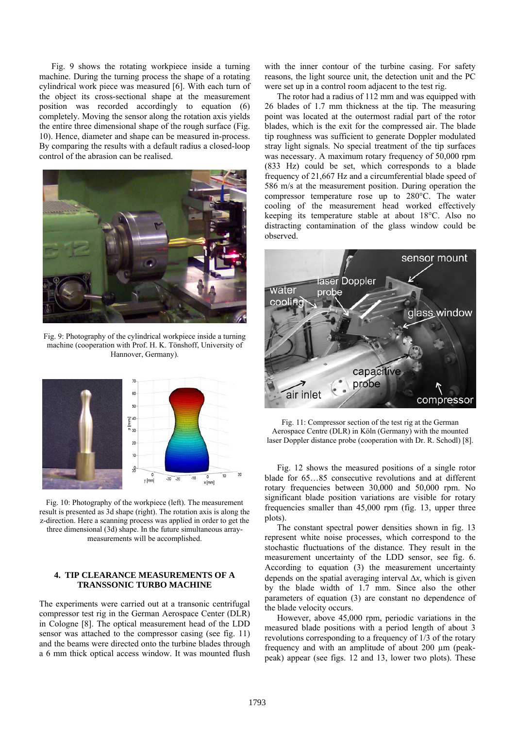Fig. 9 shows the rotating workpiece inside a turning machine. During the turning process the shape of a rotating cylindrical work piece was measured [6]. With each turn of the object its cross-sectional shape at the measurement position was recorded accordingly to equation (6) completely. Moving the sensor along the rotation axis yields the entire three dimensional shape of the rough surface (Fig. 10). Hence, diameter and shape can be measured in-process. By comparing the results with a default radius a closed-loop control of the abrasion can be realised.

Fig. 9: Photography of the cylindrical workpiece inside a turning machine (cooperation with Prof. H. K. Tönshoff, University of Hannover, Germany).

Fig. 10: Photography of the workpiece (left). The measurement result is presented as 3d shape (right). The rotation axis is along the z-direction. Here a scanning process was applied in order to get the three dimensional (3d) shape. In the future simultaneous array-measurements will be accomplished.

## 4. TIP CLEARANCE MEASUREMENTS OF A TRANSSONIC TURBO MACHINE

The experiments were carried out at a transonic centrifugal compressor test rig in the German Aerospace Center (DLR) in Cologne [8]. The optical measurement head of the LDD sensor was attached to the compressor casing (see fig. 11) and the beams were directed onto the turbine blades through a 6 mm thick optical access window. It was mounted flush with the inner contour of the turbine casing. For safety reasons, the light source unit, the detection unit and the PC were set up in a control room adjacent to the test rig.

The rotor had a radius of 112 mm and was equipped with 26 blades of 1.7 mm thickness at the tip. The measuring point was located at the outermost radial part of the rotor blades, which is the exit for the compressed air. The blade tip roughness was sufficient to generate Doppler modulated stray light signals. No special treatment of the tip surfaces was necessary. A maximum rotary frequency of 50,000 rpm (833 Hz) could be set, which corresponds to a blade frequency of 21,667 Hz and a circumferential blade speed of 586 m/s at the measurement position. During operation the compressor temperature rose up to 280°C. The water cooling of the measurement head worked effectively keeping its temperature stable at about 18°C. Also no distracting contamination of the glass window could be observed.

Fig. 11: Compressor section of the test rig at the German Aerospace Centre (DLR) in Köln (Germany) with the mounted laser Doppler distance probe (cooperation with Dr. R. Schodl) [8].

Fig. 12 shows the measured positions of a single rotor blade for 65…85 consecutive revolutions and at different rotary frequencies between 30,000 and 50,000 rpm. No significant blade position variations are visible for rotary frequencies smaller than 45,000 rpm (fig. 13, upper three plots).

The constant spectral power densities shown in fig. 13 represent white noise processes, which correspond to the stochastic fluctuations of the distance. They result in the measurement uncertainty of the LDD sensor, see fig. 6. According to equation (3) the measurement uncertainty depends on the spatial averaging interval $\Delta x$, which is given by the blade width of 1.7 mm. Since also the other parameters of equation (3) are constant no dependence of the blade velocity occurs.

However, above 45,000 rpm, periodic variations in the measured blade positions with a period length of about 3 revolutions corresponding to a frequency of 1/3 of the rotary frequency and with an amplitude of about 200 µm (peak-peak) appear (see figs. 12 and 13, lower two plots). These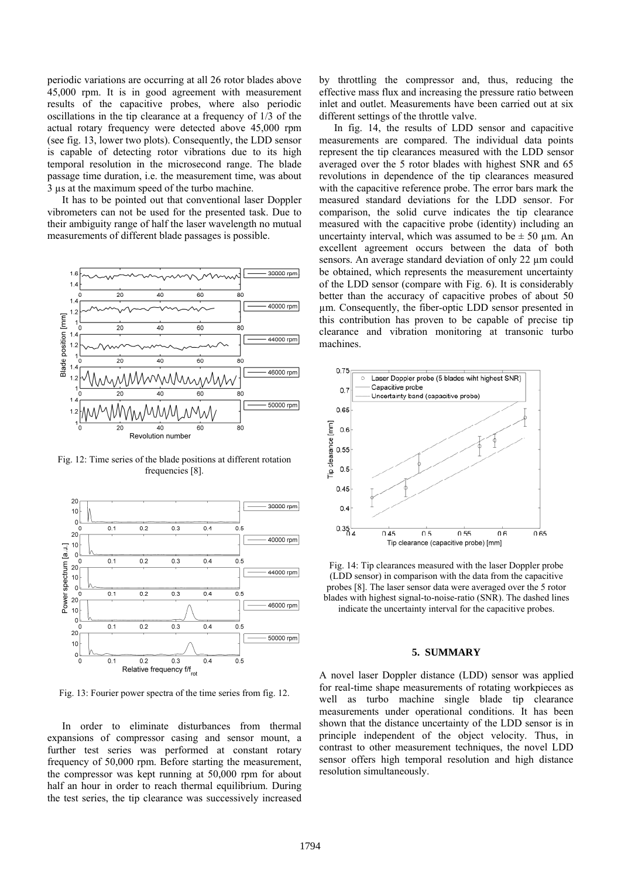periodic variations are occurring at all 26 rotor blades above 45,000 rpm. It is in good agreement with measurement results of the capacitive probes, where also periodic oscillations in the tip clearance at a frequency of 1/3 of the actual rotary frequency were detected above 45,000 rpm (see fig. 13, lower two plots). Consequently, the LDD sensor is capable of detecting rotor vibrations due to its high temporal resolution in the microsecond range. The blade passage time duration, i.e. the measurement time, was about 3 µs at the maximum speed of the turbo machine.

It has to be pointed out that conventional laser Doppler vibrometers can not be used for the presented task. Due to their ambiguity range of half the laser wavelength no mutual measurements of different blade passages is possible.

Fig. 12: Time series of the blade positions at different rotation frequencies [8].

Fig. 13: Fourier power spectra of the time series from fig. 12.

In order to eliminate disturbances from thermal expansions of compressor casing and sensor mount, a further test series was performed at constant rotary frequency of 50,000 rpm. Before starting the measurement, the compressor was kept running at 50,000 rpm for about half an hour in order to reach thermal equilibrium. During the test series, the tip clearance was successively increased by throttling the compressor and, thus, reducing the effective mass flux and increasing the pressure ratio between inlet and outlet. Measurements have been carried out at six different settings of the throttle valve.

In fig. 14, the results of LDD sensor and capacitive measurements are compared. The individual data points represent the tip clearances measured with the LDD sensor averaged over the 5 rotor blades with highest SNR and 65 revolutions in dependence of the tip clearances measured with the capacitive reference probe. The error bars mark the measured standard deviations for the LDD sensor. For comparison, the solid curve indicates the tip clearance measured with the capacitive probe (identity) including an uncertainty interval, which was assumed to be ± 50 µm. An excellent agreement occurs between the data of both sensors. An average standard deviation of only 22 µm could be obtained, which represents the measurement uncertainty of the LDD sensor (compare with Fig. 6). It is considerably better than the accuracy of capacitive probes of about 50 µm. Consequently, the fiber-optic LDD sensor presented in this contribution has proven to be capable of precise tip clearance and vibration monitoring at transonic turbo machines.

Fig. 14: Tip clearances measured with the laser Doppler probe (LDD sensor) in comparison with the data from the capacitive probes [8]. The laser sensor data were averaged over the 5 rotor blades with highest signal-to-noise-ratio (SNR). The dashed lines indicate the uncertainty interval for the capacitive probes.

## 5. SUMMARY

A novel laser Doppler distance (LDD) sensor was applied for real-time shape measurements of rotating workpieces as well as turbo machine single blade tip clearance measurements under operational conditions. It has been shown that the distance uncertainty of the LDD sensor is in principle independent of the object velocity. Thus, in contrast to other measurement techniques, the novel LDD sensor offers high temporal resolution and high distance resolution simultaneously.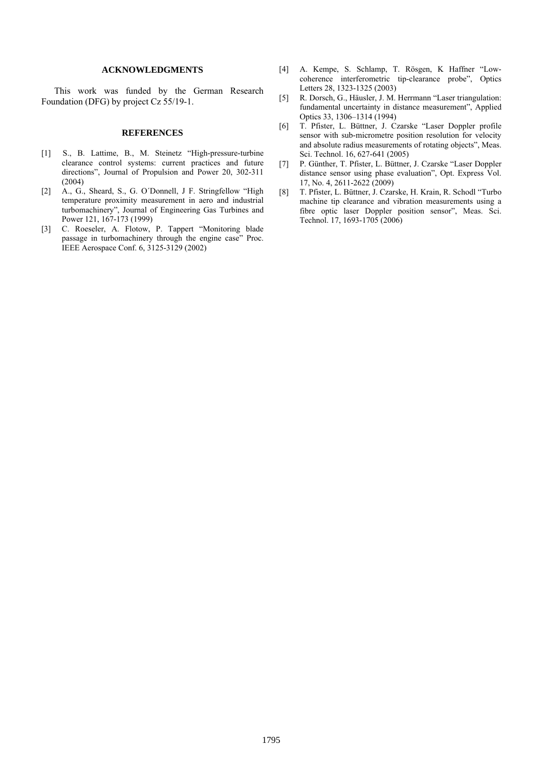## ACKNOWLEDGMENTS

This work was funded by the German Research Foundation (DFG) by project Cz 55/19-1.

## REFERENCES

[1] S., B. Lattime, B., M. Steinetz "High-pressure-turbine clearance control systems: current practices and future directions", Journal of Propulsion and Power 20, 302-311 (2004)

[2] A., G., Sheard, S., G. O´Donnell, J F. Stringfellow "High temperature proximity measurement in aero and industrial turbomachinery", Journal of Engineering Gas Turbines and Power 121, 167-173 (1999)

[3] C. Roeseler, A. Flotow, P. Tappert "Monitoring blade passage in turbomachinery through the engine case" Proc. IEEE Aerospace Conf. 6, 3125-3129 (2002)

[4] A. Kempe, S. Schlamp, T. Rösgen, K Haffner "Low-coherence interferometric tip-clearance probe", Optics Letters 28, 1323-1325 (2003)

[5] R. Dorsch, G., Häusler, J. M. Herrmann "Laser triangulation: fundamental uncertainty in distance measurement", Applied Optics 33, 1306–1314 (1994)

[6] T. Pfister, L. Büttner, J. Czarske "Laser Doppler profile sensor with sub-micrometre position resolution for velocity and absolute radius measurements of rotating objects", Meas. Sci. Technol. 16, 627-641 (2005)

[7] P. Günther, T. Pfister, L. Büttner, J. Czarske "Laser Doppler distance sensor using phase evaluation", Opt. Express Vol. 17, No. 4, 2611-2622 (2009)

[8] T. Pfister, L. Büttner, J. Czarske, H. Krain, R. Schodl "Turbo machine tip clearance and vibration measurements using a fibre optic laser Doppler position sensor", Meas. Sci. Technol. 17, 1693-1705 (2006)